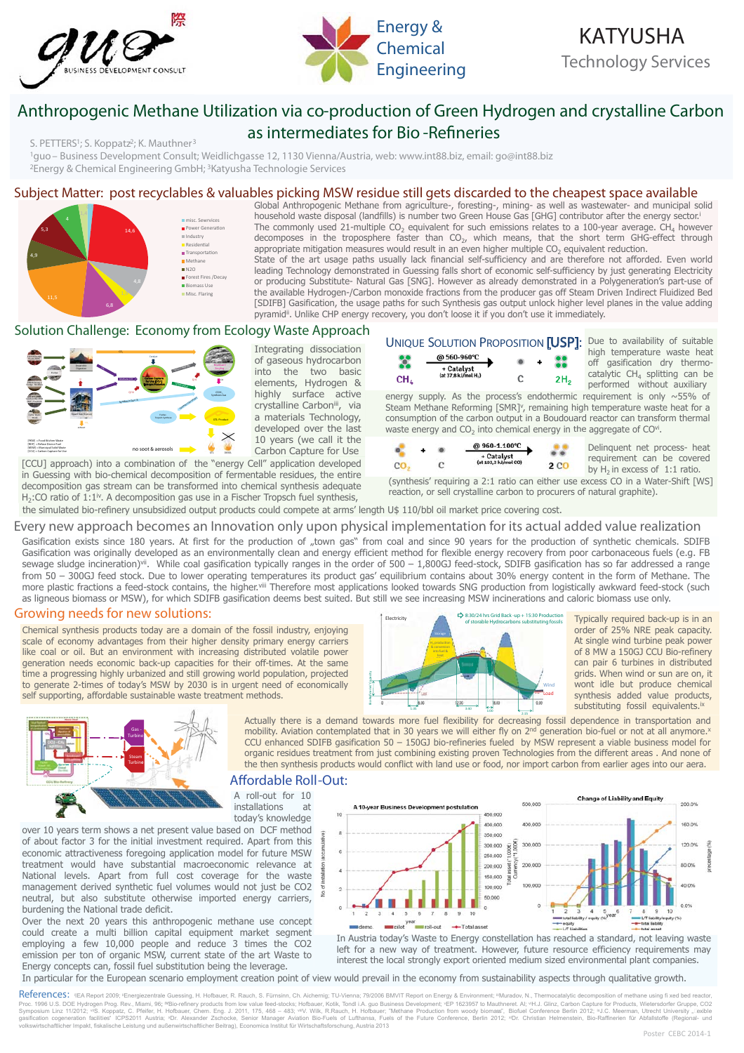# Anthropogenic Methane Utilization via co-production of Green Hydrogen and crystalline Carbon as intermediates for Bio -Refineries

S. PETTERS[1]; S. Koppatz[2]; K. Mauthner[3]

[1]guo – Business Development Consult; Weidlichgasse 12, 1130 Vienna/Austria, web: www.int88.biz, email: go@int88.biz
[2]Energy & Chemical Engineering GmbH; [3]Katyusha Technologie Services

## Subject Matter: post recyclables & valuables picking MSW residue still gets discarded to the cheapest space available

Global Anthropogenic Methane from agriculture-, foresting-, mining- as well as wastewater- and municipal solid household waste disposal (landfills) is number two Green House Gas [GHG] contributor after the energy sector.[i] The commonly used 21-multiple $CO_2$ equivalent for such emissions relates to a 100-year average. $CH_4$ however decomposes in the troposphere faster than $CO_2$, which means, that the short term GHG-effect through appropriate mitigation measures would result in an even higher multiple $CO_2$ equivalent reduction.

State of the art usage paths usually lack financial self-sufficiency and are therefore not afforded. Even world leading Technology demonstrated in Guessing falls short of economic self-sufficiency by just generating Electricity or producing Substitute- Natural Gas [SNG]. However as already demonstrated in a Polygeneration's part-use of the available Hydrogen-/Carbon monoxide fractions from the producer gas off Steam Driven Indirect Fluidized Bed [SDIFB] Gasification, the usage paths for such Synthesis gas output unlock higher level planes in the value adding pyramid[ii]. Unlike CHP energy recovery, you don't loose it if you don't use it immediately.

## Solution Challenge: Economy from Ecology Waste Approach

Integrating dissociation of gaseous hydrocarbon into the two basic elements, Hydrogen & highly surface active crystalline Carbon[iii], via a materials Technology, developed over the last 10 years (we call it the Carbon Capture for Use [CCU] approach) into a combination of the "energy Cell" application developed in Guessing with bio-chemical decomposition of fermentable residues, the entire decomposition gas stream can be transformed into chemical synthesis adequate $H_2$:CO ratio of 1:1[iv]. A decomposition gas use in a Fischer Tropsch fuel synthesis, the simulated bio-refinery unsubsidized output products could compete at arms' length U$ 110/bbl oil market price covering cost.

### Unique Solution Proposition [USP]:

$$CH_4 \xrightarrow[\text{(at 37.8 kJ/mol } H_2)]{@\,560\text{-}960^\circ C,\ +\,\text{Catalyst}} C + 2H_2$$

Due to availability of suitable high temperature waste heat off gasification dry thermo-catalytic $CH_4$ splitting can be performed without auxiliary energy supply. As the process's endothermic requirement is only ~55% of Steam Methane Reforming [SMR][v], remaining high temperature waste heat for a consumption of the carbon output in a Boudouard reaction can transform thermal waste energy and $CO_2$ into chemical energy in the aggregate of CO[vi].

$$CO_2 + C \xrightarrow[\text{(at 103,3 kJ/mol CO)}]{@\,960\text{-}1.100^\circ C,\ +\,\text{Catalyst}} 2\,CO$$

Delinquent net process- heat requirement can be covered by $H_2$ in excess of 1:1 ratio. (synthesis' requiring a 2:1 ratio can either use excess CO in a Water-Shift [WS] reaction, or sell crystalline carbon to procurers of natural graphite).

## Every new approach becomes an Innovation only upon physical implementation for its actual added value realization

Gasification exists since 180 years. At first for the production of „town gas" from coal and since 90 years for the production of synthetic chemicals. SDIFB Gasification was originally developed as an environmentally clean and energy efficient method for flexible energy recovery from poor carbonaceous fuels (e.g. FB sewage sludge incineration)[vii]. While coal gasification typically ranges in the order of 500 – 1,800GJ feed-stock, SDIFB gasification has so far addressed a range from 50 – 300GJ feed-stock. Due to lower operating temperatures its product gas' equilibrium contains about 30% energy content in the form of Methane. The more plastic fractions a feed-stock contains, the higher.[viii] Therefore most applications looked towards SNG production from logistically awkward feed-stock (such as ligneous biomass or MSW), for which SDIFB gasification deems best suited. But still we see increasing MSW incinerations and caloric biomass use only.

## Growing needs for new solutions:

Chemical synthesis products today are a domain of the fossil industry, enjoying scale of economy advantages from their higher density primary energy carriers like coal or oil. But an environment with increasing distributed volatile power generation needs economic back-up capacities for their off-times. At the same time a progressing highly urbanized and still growing world population, projected to generate 2-times of today's MSW by 2030 is in urgent need of economically self supporting, affordable sustainable waste treatment methods.

Typically required back-up is in an order of 25% NRE peak capacity. At single wind turbine peak power of 8 MW a 150GJ CCU Bio-refinery can pair 6 turbines in distributed grids. When wind or sun are on, it wont idle but produce chemical synthesis added value products, substituting fossil equivalents.[ix]

Actually there is a demand towards more fuel flexibility for decreasing fossil dependence in transportation and mobility. Aviation contemplated that in 30 years we will either fly on 2[nd] generation bio-fuel or not at all anymore.[x] CCU enhanced SDIFB gasification 50 – 150GJ bio-refineries fueled by MSW represent a viable business model for organic residues treatment from just combining existing proven Technologies from the different areas . And none of the then synthesis products would conflict with land use or food, nor import carbon from earlier ages into our aera.

## Affordable Roll-Out:

A roll-out for 10 installations at today's knowledge over 10 years term shows a net present value based on DCF method of about factor 3 for the initial investment required. Apart from this economic attractiveness foregoing application model for future MSW treatment would have substantial macroeconomic relevance at National levels. Apart from full cost coverage for the waste management derived synthetic fuel volumes would not just be CO2 neutral, but also substitute otherwise imported energy carriers, burdening the National trade deficit.

Over the next 20 years this anthropogenic methane use concept could create a multi billion capital equipment market segment employing a few 10,000 people and reduce 3 times the CO2 emission per ton of organic MSW, current state of the Art Waste to Energy concepts can, fossil fuel substitution being the leverage.

In Austria today's Waste to Energy constellation has reached a standard, not leaving waste left for a new way of treatment. However, future resource efficiency requirements may interest the local strongly export oriented medium sized environmental plant companies.

In particular for the European scenario employment creation point of view would prevail in the economy from sustainability aspects through qualitative growth.

**References:** [i]IEA Report 2009; [ii]Energiezentrale Guessing, H. Hofbauer, R. Rauch, S. Fürnsinn, Ch. Aichernig; TU-Vienna; 79/2006 BMVIT Report on Energy & Environment; [iii]Muradov, N., Thermocatalytic decomposition of methane using fixed bed reactor, Proc. 1996 U.S. DOE Hydrogen Prog. Rev., Miami, 96; [iv]Bio-refinery products from low value feed-stocks; Hofbauer, Kotik, Tondl i.A. guo Business Development; [v]EP 1623957 to Mauthner et. Al; [vi]H.J. Glinz, Carbon Capture for Products, Wietersdorfer Gruppe, CO2 Symposium Linz 11/2012; [vii]S. Koppatz, C. Pfeifer, H. Hofbauer, Chem. Eng. J. 2011, 175, 468 – 483; [viii]V. Wilk, R.Rauch, H. Hofbauer; "Methane Production from woody biomass", Biofuel Conference Berlin 2012; [ix]J.C. Meerman, Utrecht University „ exible gasification cogeneration facilities" ICPS2011 Austria; [x]Dr. Alexander Zschocke, Senior Manager Aviation Bio-Fuels of Lufthansa, Fuels of the Future Conference, Berlin 2012; [xi]Dr. Christian Helmenstein, Bio-Raffinerien für Abfallstoffe (Regional- und volkswirtschaftlicher Impakt, fiskalische Leistung und außenwirtschaftlicher Beitrag), Economica Institut für Wirtschaftsforschung, Austria 2013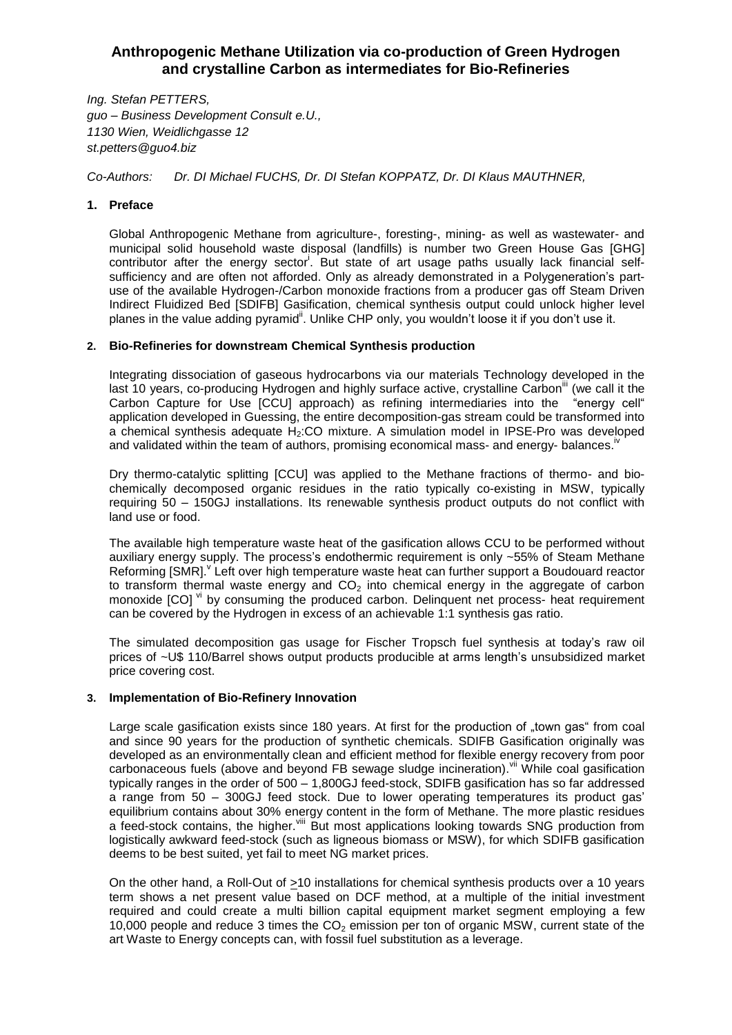# Anthropogenic Methane Utilization via co-production of Green Hydrogen and crystalline Carbon as intermedіates for Bio-Refineries

*Ing. Stefan PETTERS,*
*guo – Business Development Consult e.U.,*
*1130 Wien, Weidlichgasse 12*
*st.petters@guo4.biz*

*Co-Authors: Dr. DI Michael FUCHS, Dr. DI Stefan KOPPATZ, Dr. DI Klaus MAUTHNER,*

## 1. Preface

Global Anthropogenic Methane from agriculture-, foresting-, mining- as well as wastewater- and municipal solid household waste disposal (landfills) is number two Green House Gas [GHG] contributor after the energy sector[i]. But state of art usage paths usually lack financial self-sufficiency and are often not afforded. Only as already demonstrated in a Polygeneration's part-use of the available Hydrogen-/Carbon monoxide fractions from a producer gas off Steam Driven Indirect Fluidized Bed [SDIFB] Gasification, chemical synthesis output could unlock higher level planes in the value adding pyramid[ii]. Unlike CHP only, you wouldn't loose it if you don't use it.

## 2. Bio-Refineries for downstream Chemical Synthesis production

Integrating dissociation of gaseous hydrocarbons via our materials Technology developed in the last 10 years, co-producing Hydrogen and highly surface active, crystalline Carbon[iii] (we call it the Carbon Capture for Use [CCU] approach) as refining intermediaries into the "energy cell" application developed in Guessing, the entire decomposition-gas stream could be transformed into a chemical synthesis adequate $H_2$:CO mixture. A simulation model in IPSE-Pro was developed and validated within the team of authors, promising economical mass- and energy- balances.[iv]

Dry thermo-catalytic splitting [CCU] was applied to the Methane fractions of thermo- and bio-chemically decomposed organic residues in the ratio typically co-existing in MSW, typically requiring 50 – 150GJ installations. Its renewable synthesis product outputs do not conflict with land use or food.

The available high temperature waste heat of the gasification allows CCU to be performed without auxiliary energy supply. The process's endothermic requirement is only ~55% of Steam Methane Reforming [SMR].[v] Left over high temperature waste heat can further support a Boudouard reactor to transform thermal waste energy and $CO_2$ into chemical energy in the aggregate of carbon monoxide [CO] [vi] by consuming the produced carbon. Delinquent net process- heat requirement can be covered by the Hydrogen in excess of an achievable 1:1 synthesis gas ratio.

The simulated decomposition gas usage for Fischer Tropsch fuel synthesis at today's raw oil prices of ~U$ 110/Barrel shows output products producible at arms length's unsubsidized market price covering cost.

## 3. Implementation of Bio-Refinery Innovation

Large scale gasification exists since 180 years. At first for the production of „town gas" from coal and since 90 years for the production of synthetic chemicals. SDIFB Gasification originally was developed as an environmentally clean and efficient method for flexible energy recovery from poor carbonaceous fuels (above and beyond FB sewage sludge incineration).[vii] While coal gasification typically ranges in the order of 500 – 1,800GJ feed-stock, SDIFB gasification has so far addressed a range from 50 – 300GJ feed stock. Due to lower operating temperatures its product gas' equilibrium contains about 30% energy content in the form of Methane. The more plastic residues a feed-stock contains, the higher.[viii] But most applications looking towards SNG production from logistically awkward feed-stock (such as ligneous biomass or MSW), for which SDIFB gasification deems to be best suited, yet fail to meet NG market prices.

On the other hand, a Roll-Out of $\geq$10 installations for chemical synthesis products over a 10 years term shows a net present value based on DCF method, at a multiple of the initial investment required and could create a multi billion capital equipment market segment employing a few 10,000 people and reduce 3 times the $CO_2$ emission per ton of organic MSW, current state of the art Waste to Energy concepts can, with fossil fuel substitution as a leverage.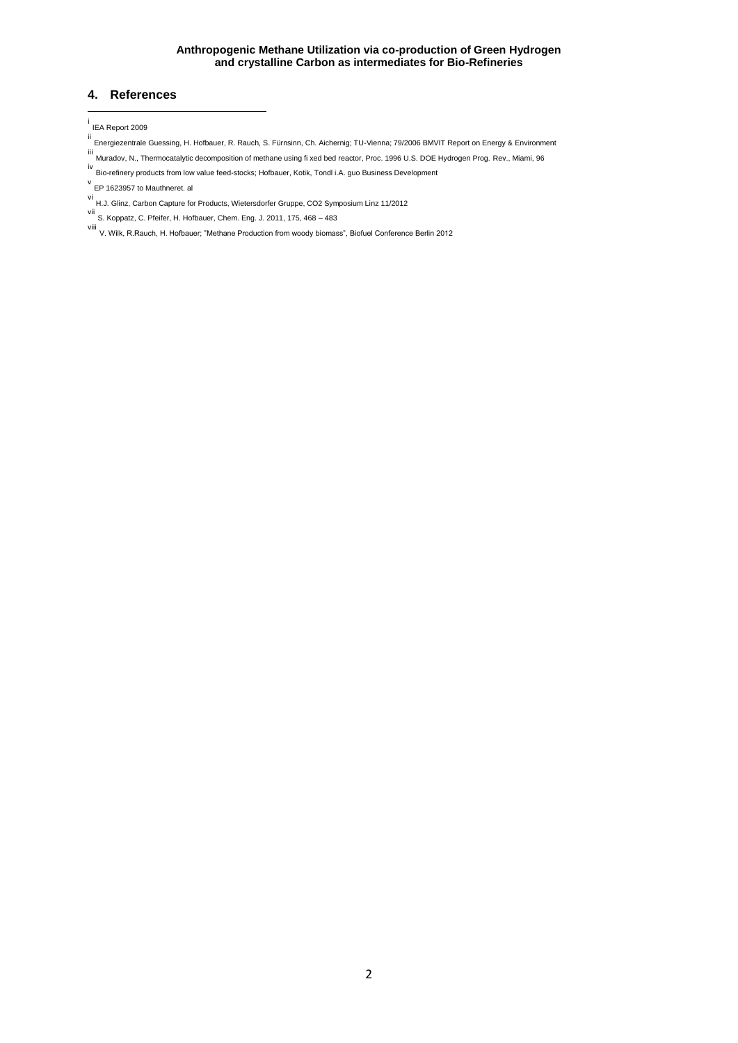## 4. References

[i] IEA Report 2009

[ii] Energiezentrale Guessing, H. Hofbauer, R. Rauch, S. Fürnsinn, Ch. Aichernig; TU-Vienna; 79/2006 BMVIT Report on Energy & Environment

[iii] Muradov, N., Thermocatalytic decomposition of methane using fi xed bed reactor, Proc. 1996 U.S. DOE Hydrogen Prog. Rev., Miami, 96

[iv] Bio-refinery products from low value feed-stocks; Hofbauer, Kotik, Tondl i.A. guo Business Development

[v] EP 1623957 to Mauthneret. al

[vi] H.J. Glinz, Carbon Capture for Products, Wietersdorfer Gruppe, CO2 Symposium Linz 11/2012

[vii] S. Koppatz, C. Pfeifer, H. Hofbauer, Chem. Eng. J. 2011, 175, 468 – 483

[viii] V. Wilk, R.Rauch, H. Hofbauer; "Methane Production from woody biomass", Biofuel Conference Berlin 2012